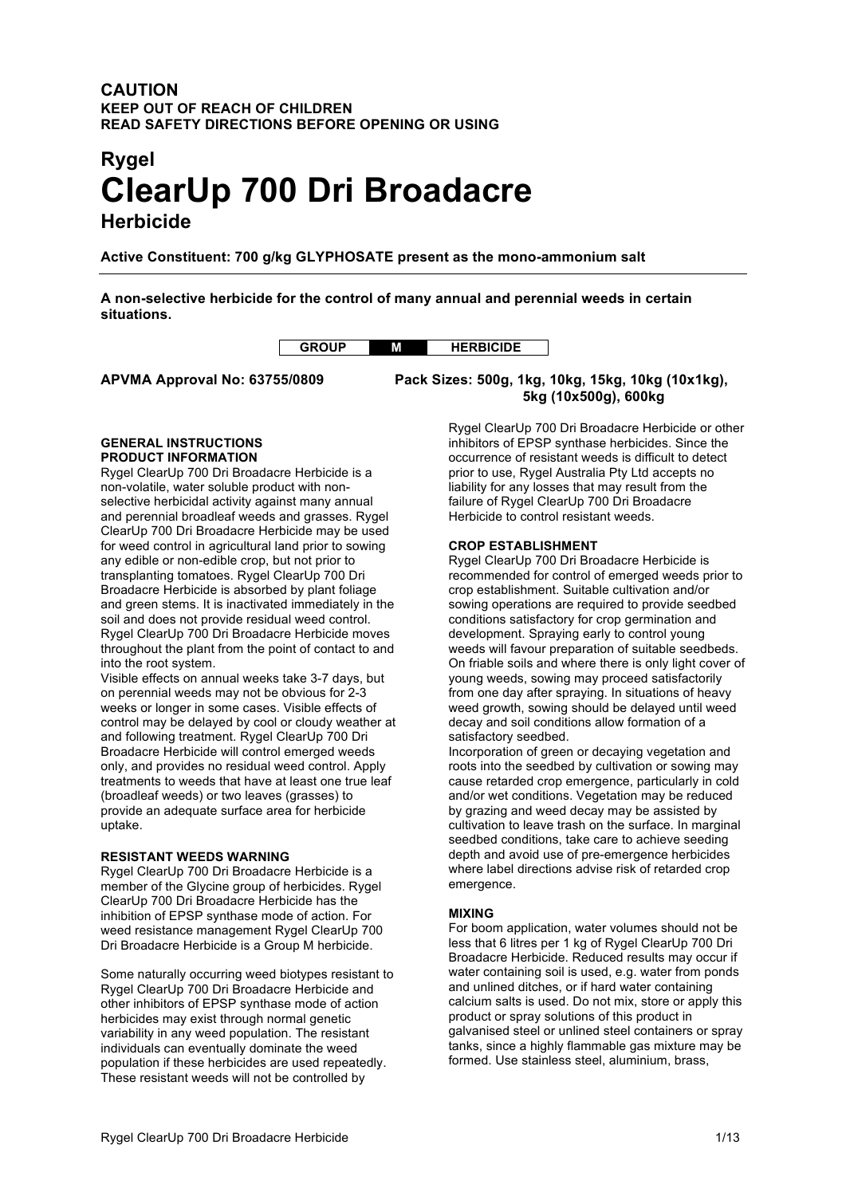**CAUTION**
**KEEP OUT OF REACH OF CHILDREN**
**READ SAFETY DIRECTIONS BEFORE OPENING OR USING**

## Rygel

# ClearUp 700 Dri Broadacre

## Herbicide

**Active Constituent: 700 g/kg GLYPHOSATE present as the mono-ammonium salt**

**A non-selective herbicide for the control of many annual and perennial weeds in certain situations.**

| GROUP | M | HERBICIDE |
|---|---|---|

**APVMA Approval No: 63755/0809**

**Pack Sizes: 500g, 1kg, 10kg, 15kg, 10kg (10x1kg), 5kg (10x500g), 600kg**

### GENERAL INSTRUCTIONS

### PRODUCT INFORMATION

Rygel ClearUp 700 Dri Broadacre Herbicide is a non-volatile, water soluble product with non-selective herbicidal activity against many annual and perennial broadleaf weeds and grasses. Rygel ClearUp 700 Dri Broadacre Herbicide may be used for weed control in agricultural land prior to sowing any edible or non-edible crop, but not prior to transplanting tomatoes. Rygel ClearUp 700 Dri Broadacre Herbicide is absorbed by plant foliage and green stems. It is inactivated immediately in the soil and does not provide residual weed control. Rygel ClearUp 700 Dri Broadacre Herbicide moves throughout the plant from the point of contact to and into the root system.

Visible effects on annual weeks take 3-7 days, but on perennial weeds may not be obvious for 2-3 weeks or longer in some cases. Visible effects of control may be delayed by cool or cloudy weather at and following treatment. Rygel ClearUp 700 Dri Broadacre Herbicide will control emerged weeds only, and provides no residual weed control. Apply treatments to weeds that have at least one true leaf (broadleaf weeds) or two leaves (grasses) to provide an adequate surface area for herbicide uptake.

### RESISTANT WEEDS WARNING

Rygel ClearUp 700 Dri Broadacre Herbicide is a member of the Glycine group of herbicides. Rygel ClearUp 700 Dri Broadacre Herbicide has the inhibition of EPSP synthase mode of action. For weed resistance management Rygel ClearUp 700 Dri Broadacre Herbicide is a Group M herbicide.

Some naturally occurring weed biotypes resistant to Rygel ClearUp 700 Dri Broadacre Herbicide and other inhibitors of EPSP synthase mode of action herbicides may exist through normal genetic variability in any weed population. The resistant individuals can eventually dominate the weed population if these herbicides are used repeatedly. These resistant weeds will not be controlled by Rygel ClearUp 700 Dri Broadacre Herbicide or other inhibitors of EPSP synthase herbicides. Since the occurrence of resistant weeds is difficult to detect prior to use, Rygel Australia Pty Ltd accepts no liability for any losses that may result from the failure of Rygel ClearUp 700 Dri Broadacre Herbicide to control resistant weeds.

### CROP ESTABLISHMENT

Rygel ClearUp 700 Dri Broadacre Herbicide is recommended for control of emerged weeds prior to crop establishment. Suitable cultivation and/or sowing operations are required to provide seedbed conditions satisfactory for crop germination and development. Spraying early to control young weeds will favour preparation of suitable seedbeds. On friable soils and where there is only light cover of young weeds, sowing may proceed satisfactorily from one day after spraying. In situations of heavy weed growth, sowing should be delayed until weed decay and soil conditions allow formation of a satisfactory seedbed.

Incorporation of green or decaying vegetation and roots into the seedbed by cultivation or sowing may cause retarded crop emergence, particularly in cold and/or wet conditions. Vegetation may be reduced by grazing and weed decay may be assisted by cultivation to leave trash on the surface. In marginal seedbed conditions, take care to achieve seeding depth and avoid use of pre-emergence herbicides where label directions advise risk of retarded crop emergence.

### MIXING

For boom application, water volumes should not be less that 6 litres per 1 kg of Rygel ClearUp 700 Dri Broadacre Herbicide. Reduced results may occur if water containing soil is used, e.g. water from ponds and unlined ditches, or if hard water containing calcium salts is used. Do not mix, store or apply this product or spray solutions of this product in galvanised steel or unlined steel containers or spray tanks, since a highly flammable gas mixture may be formed. Use stainless steel, aluminium, brass,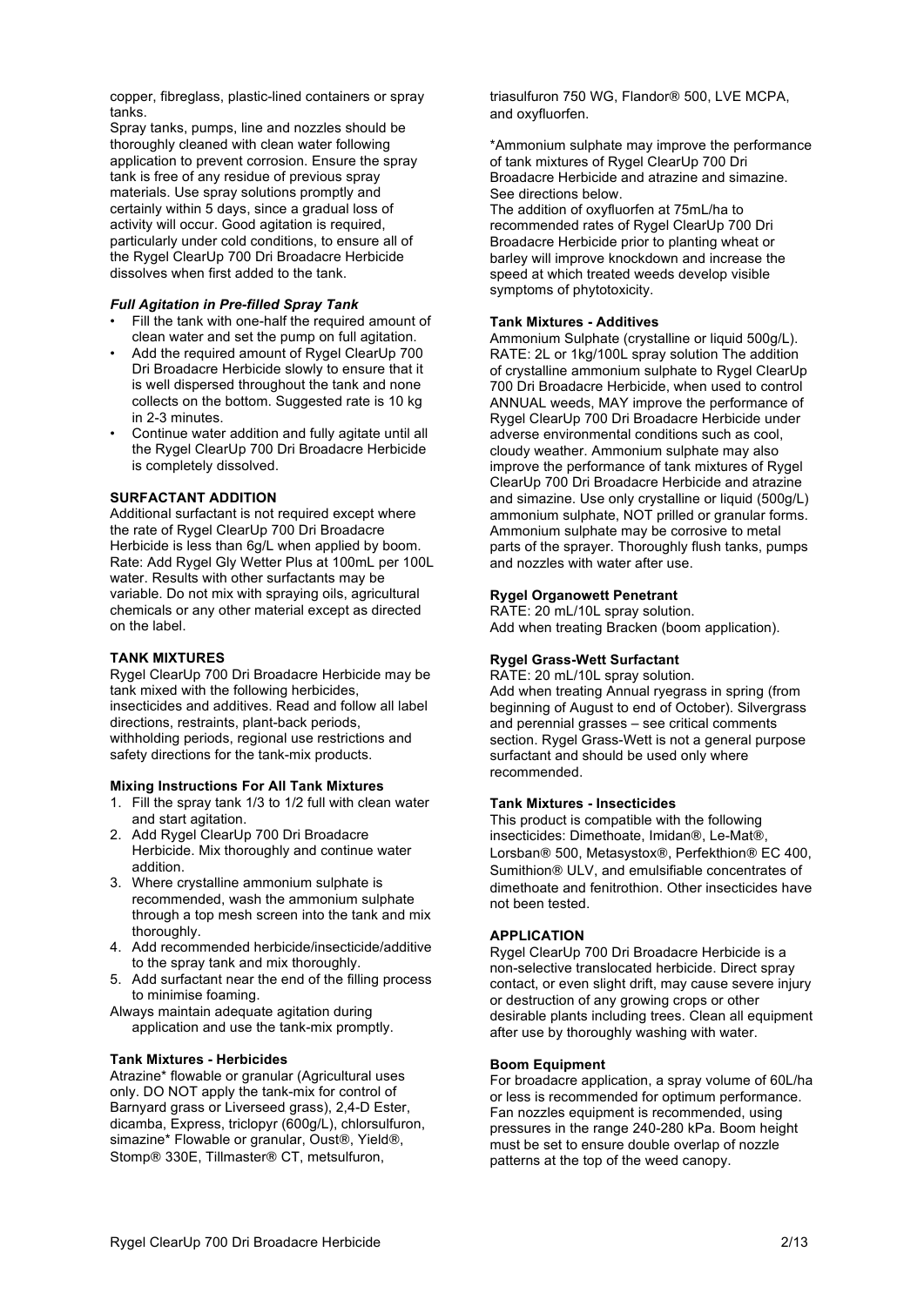copper, fibreglass, plastic-lined containers or spray tanks.

Spray tanks, pumps, line and nozzles should be thoroughly cleaned with clean water following application to prevent corrosion. Ensure the spray tank is free of any residue of previous spray materials. Use spray solutions promptly and certainly within 5 days, since a gradual loss of activity will occur. Good agitation is required, particularly under cold conditions, to ensure all of the Rygel ClearUp 700 Dri Broadacre Herbicide dissolves when first added to the tank.

#### *Full Agitation in Pre-filled Spray Tank*

- Fill the tank with one-half the required amount of clean water and set the pump on full agitation.
- Add the required amount of Rygel ClearUp 700 Dri Broadacre Herbicide slowly to ensure that it is well dispersed throughout the tank and none collects on the bottom. Suggested rate is 10 kg in 2-3 minutes.
- Continue water addition and fully agitate until all the Rygel ClearUp 700 Dri Broadacre Herbicide is completely dissolved.

### SURFACTANT ADDITION

Additional surfactant is not required except where the rate of Rygel ClearUp 700 Dri Broadacre Herbicide is less than 6g/L when applied by boom. Rate: Add Rygel Gly Wetter Plus at 100mL per 100L water. Results with other surfactants may be variable. Do not mix with spraying oils, agricultural chemicals or any other material except as directed on the label.

### TANK MIXTURES

Rygel ClearUp 700 Dri Broadacre Herbicide may be tank mixed with the following herbicides, insecticides and additives. Read and follow all label directions, restraints, plant-back periods, withholding periods, regional use restrictions and safety directions for the tank-mix products.

#### Mixing Instructions For All Tank Mixtures

1. Fill the spray tank 1/3 to 1/2 full with clean water and start agitation.
2. Add Rygel ClearUp 700 Dri Broadacre Herbicide. Mix thoroughly and continue water addition.
3. Where crystalline ammonium sulphate is recommended, wash the ammonium sulphate through a top mesh screen into the tank and mix thoroughly.
4. Add recommended herbicide/insecticide/additive to the spray tank and mix thoroughly.
5. Add surfactant near the end of the filling process to minimise foaming.

Always maintain adequate agitation during application and use the tank-mix promptly.

#### Tank Mixtures - Herbicides

Atrazine* flowable or granular (Agricultural uses only. DO NOT apply the tank-mix for control of Barnyard grass or Liverseed grass), 2,4-D Ester, dicamba, Express, triclopyr (600g/L), chlorsulfuron, simazine* Flowable or granular, Oust®, Yield®, Stomp® 330E, Tillmaster® CT, metsulfuron, triasulfuron 750 WG, Flandor® 500, LVE MCPA, and oxyfluorfen.

*Ammonium sulphate may improve the performance of tank mixtures of Rygel ClearUp 700 Dri Broadacre Herbicide and atrazine and simazine. See directions below.

The addition of oxyfluorfen at 75mL/ha to recommended rates of Rygel ClearUp 700 Dri Broadacre Herbicide prior to planting wheat or barley will improve knockdown and increase the speed at which treated weeds develop visible symptoms of phytotoxicity.

#### Tank Mixtures - Additives

Ammonium Sulphate (crystalline or liquid 500g/L). RATE: 2L or 1kg/100L spray solution The addition of crystalline ammonium sulphate to Rygel ClearUp 700 Dri Broadacre Herbicide, when used to control ANNUAL weeds, MAY improve the performance of Rygel ClearUp 700 Dri Broadacre Herbicide under adverse environmental conditions such as cool, cloudy weather. Ammonium sulphate may also improve the performance of tank mixtures of Rygel ClearUp 700 Dri Broadacre Herbicide and atrazine and simazine. Use only crystalline or liquid (500g/L) ammonium sulphate, NOT prilled or granular forms. Ammonium sulphate may be corrosive to metal parts of the sprayer. Thoroughly flush tanks, pumps and nozzles with water after use.

#### Rygel Organowett Penetrant

RATE: 20 mL/10L spray solution.
Add when treating Bracken (boom application).

#### Rygel Grass-Wett Surfactant

RATE: 20 mL/10L spray solution.
Add when treating Annual ryegrass in spring (from beginning of August to end of October). Silvergrass and perennial grasses – see critical comments section. Rygel Grass-Wett is not a general purpose surfactant and should be used only where recommended.

#### Tank Mixtures - Insecticides

This product is compatible with the following insecticides: Dimethoate, Imidan®, Le-Mat®, Lorsban® 500, Metasystox®, Perfekthion® EC 400, Sumithion® ULV, and emulsifiable concentrates of dimethoate and fenitrothion. Other insecticides have not been tested.

### APPLICATION

Rygel ClearUp 700 Dri Broadacre Herbicide is a non-selective translocated herbicide. Direct spray contact, or even slight drift, may cause severe injury or destruction of any growing crops or other desirable plants including trees. Clean all equipment after use by thoroughly washing with water.

#### Boom Equipment

For broadacre application, a spray volume of 60L/ha or less is recommended for optimum performance. Fan nozzles equipment is recommended, using pressures in the range 240-280 kPa. Boom height must be set to ensure double overlap of nozzle patterns at the top of the weed canopy.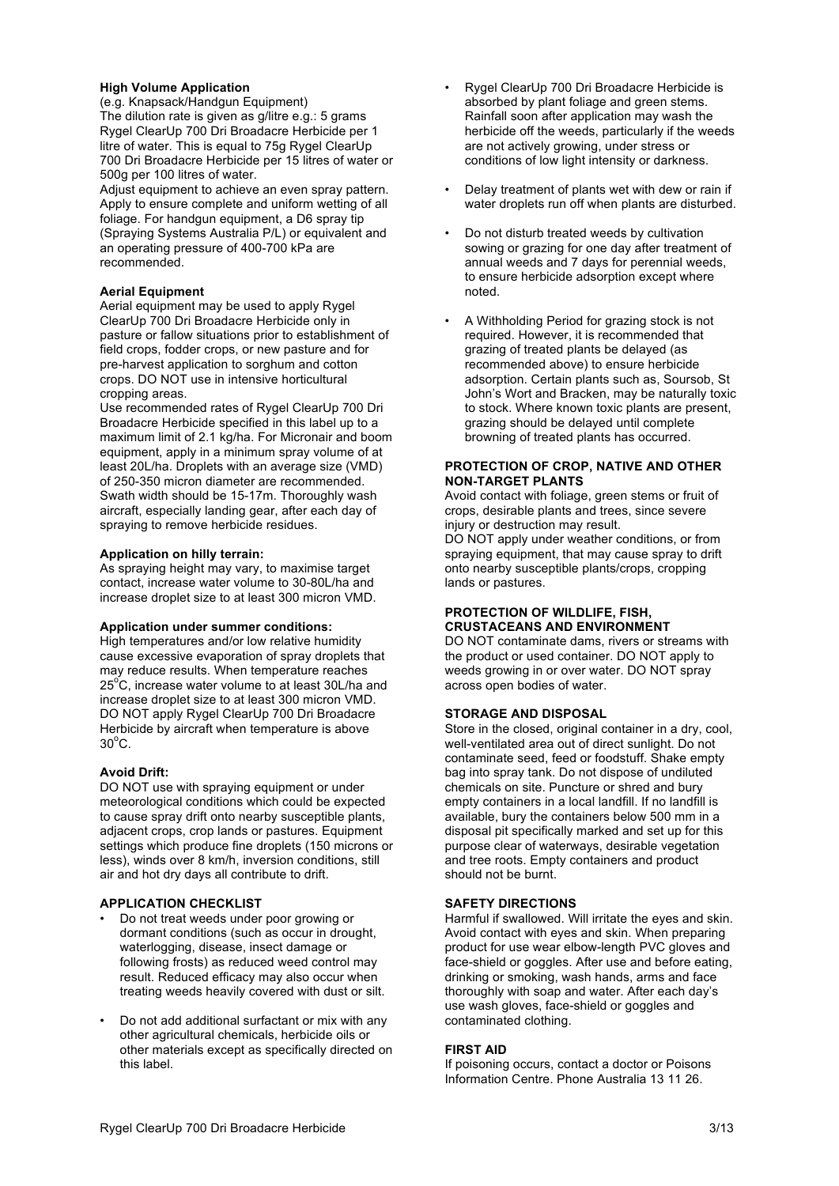**High Volume Application**

(e.g. Knapsack/Handgun Equipment)
The dilution rate is given as g/litre e.g.: 5 grams Rygel ClearUp 700 Dri Broadacre Herbicide per 1 litre of water. This is equal to 75g Rygel ClearUp 700 Dri Broadacre Herbicide per 15 litres of water or 500g per 100 litres of water.
Adjust equipment to achieve an even spray pattern. Apply to ensure complete and uniform wetting of all foliage. For handgun equipment, a D6 spray tip (Spraying Systems Australia P/L) or equivalent and an operating pressure of 400-700 kPa are recommended.

**Aerial Equipment**

Aerial equipment may be used to apply Rygel ClearUp 700 Dri Broadacre Herbicide only in pasture or fallow situations prior to establishment of field crops, fodder crops, or new pasture and for pre-harvest application to sorghum and cotton crops. DO NOT use in intensive horticultural cropping areas.
Use recommended rates of Rygel ClearUp 700 Dri Broadacre Herbicide specified in this label up to a maximum limit of 2.1 kg/ha. For Micronair and boom equipment, apply in a minimum spray volume of at least 20L/ha. Droplets with an average size (VMD) of 250-350 micron diameter are recommended. Swath width should be 15-17m. Thoroughly wash aircraft, especially landing gear, after each day of spraying to remove herbicide residues.

**Application on hilly terrain:**

As spraying height may vary, to maximise target contact, increase water volume to 30-80L/ha and increase droplet size to at least 300 micron VMD.

**Application under summer conditions:**

High temperatures and/or low relative humidity cause excessive evaporation of spray droplets that may reduce results. When temperature reaches 25°C, increase water volume to at least 30L/ha and increase droplet size to at least 300 micron VMD. DO NOT apply Rygel ClearUp 700 Dri Broadacre Herbicide by aircraft when temperature is above 30°C.

**Avoid Drift:**

DO NOT use with spraying equipment or under meteorological conditions which could be expected to cause spray drift onto nearby susceptible plants, adjacent crops, crop lands or pastures. Equipment settings which produce fine droplets (150 microns or less), winds over 8 km/h, inversion conditions, still air and hot dry days all contribute to drift.

**APPLICATION CHECKLIST**

- Do not treat weeds under poor growing or dormant conditions (such as occur in drought, waterlogging, disease, insect damage or following frosts) as reduced weed control may result. Reduced efficacy may also occur when treating weeds heavily covered with dust or silt.
- Do not add additional surfactant or mix with any other agricultural chemicals, herbicide oils or other materials except as specifically directed on this label.
- Rygel ClearUp 700 Dri Broadacre Herbicide is absorbed by plant foliage and green stems. Rainfall soon after application may wash the herbicide off the weeds, particularly if the weeds are not actively growing, under stress or conditions of low light intensity or darkness.
- Delay treatment of plants wet with dew or rain if water droplets run off when plants are disturbed.
- Do not disturb treated weeds by cultivation sowing or grazing for one day after treatment of annual weeds and 7 days for perennial weeds, to ensure herbicide adsorption except where noted.
- A Withholding Period for grazing stock is not required. However, it is recommended that grazing of treated plants be delayed (as recommended above) to ensure herbicide adsorption. Certain plants such as, Soursob, St John's Wort and Bracken, may be naturally toxic to stock. Where known toxic plants are present, grazing should be delayed until complete browning of treated plants has occurred.

**PROTECTION OF CROP, NATIVE AND OTHER NON-TARGET PLANTS**

Avoid contact with foliage, green stems or fruit of crops, desirable plants and trees, since severe injury or destruction may result.
DO NOT apply under weather conditions, or from spraying equipment, that may cause spray to drift onto nearby susceptible plants/crops, cropping lands or pastures.

**PROTECTION OF WILDLIFE, FISH, CRUSTACEANS AND ENVIRONMENT**

DO NOT contaminate dams, rivers or streams with the product or used container. DO NOT apply to weeds growing in or over water. DO NOT spray across open bodies of water.

**STORAGE AND DISPOSAL**

Store in the closed, original container in a dry, cool, well-ventilated area out of direct sunlight. Do not contaminate seed, feed or foodstuff. Shake empty bag into spray tank. Do not dispose of undiluted chemicals on site. Puncture or shred and bury empty containers in a local landfill. If no landfill is available, bury the containers below 500 mm in a disposal pit specifically marked and set up for this purpose clear of waterways, desirable vegetation and tree roots. Empty containers and product should not be burnt.

**SAFETY DIRECTIONS**

Harmful if swallowed. Will irritate the eyes and skin. Avoid contact with eyes and skin. When preparing product for use wear elbow-length PVC gloves and face-shield or goggles. After use and before eating, drinking or smoking, wash hands, arms and face thoroughly with soap and water. After each day's use wash gloves, face-shield or goggles and contaminated clothing.

**FIRST AID**

If poisoning occurs, contact a doctor or Poisons Information Centre. Phone Australia 13 11 26.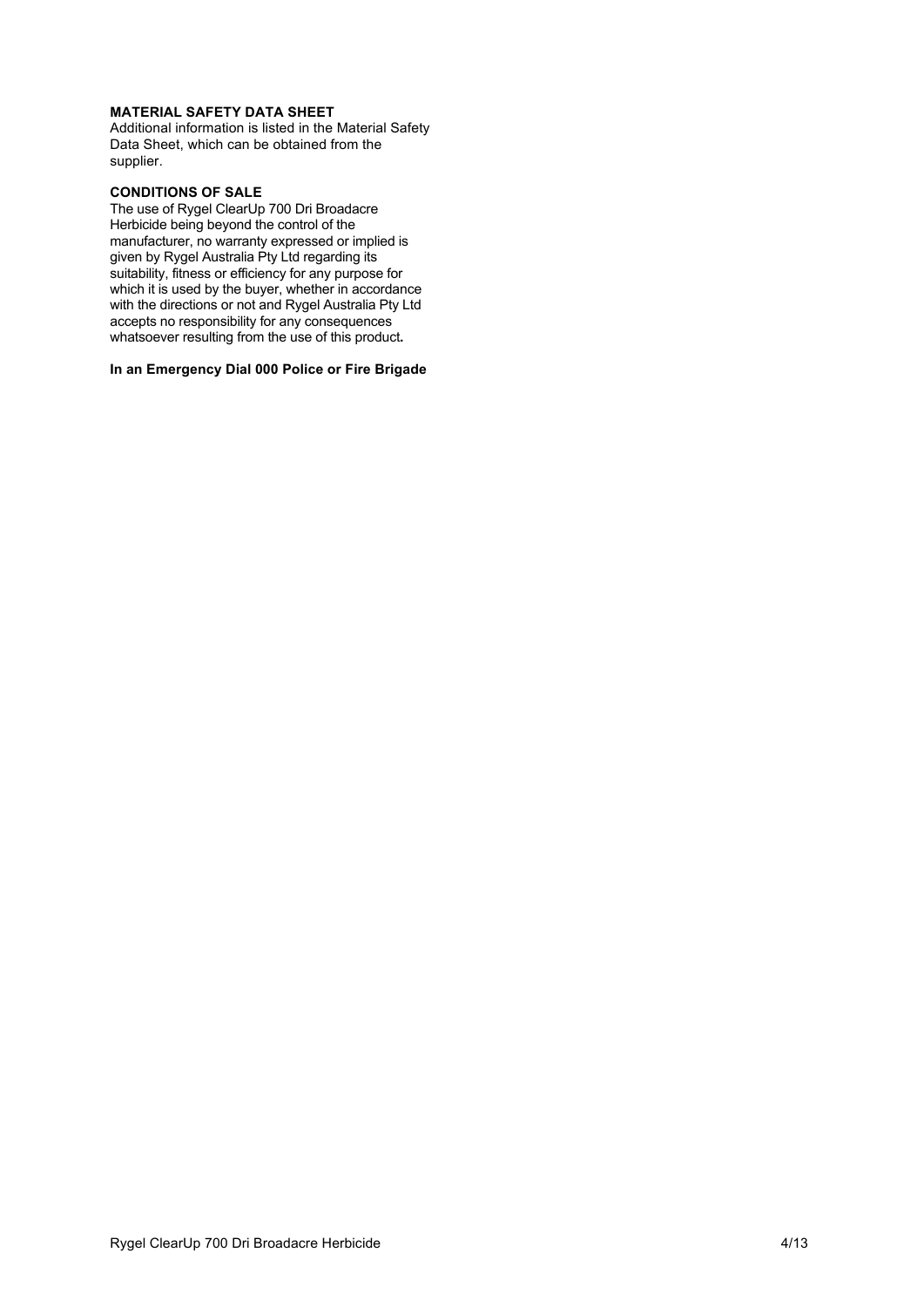**MATERIAL SAFETY DATA SHEET**

Additional information is listed in the Material Safety Data Sheet, which can be obtained from the supplier.

**CONDITIONS OF SALE**

The use of Rygel ClearUp 700 Dri Broadacre Herbicide being beyond the control of the manufacturer, no warranty expressed or implied is given by Rygel Australia Pty Ltd regarding its suitability, fitness or efficiency for any purpose for which it is used by the buyer, whether in accordance with the directions or not and Rygel Australia Pty Ltd accepts no responsibility for any consequences whatsoever resulting from the use of this product.

**In an Emergency Dial 000 Police or Fire Brigade**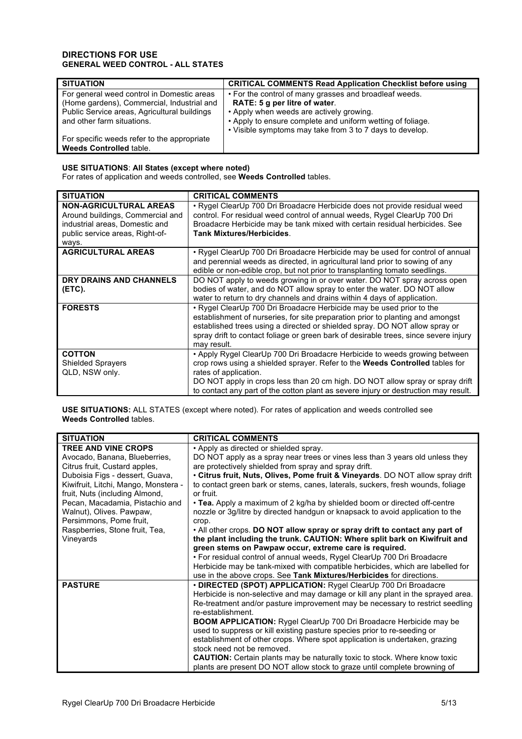# DIRECTIONS FOR USE
## GENERAL WEED CONTROL - ALL STATES

| SITUATION | CRITICAL COMMENTS Read Application Checklist before using |
|---|---|
| For general weed control in Domestic areas (Home gardens), Commercial, Industrial and Public Service areas, Agricultural buildings and other farm situations.<br><br>For specific weeds refer to the appropriate **Weeds Controlled** table. | • For the control of many grasses and broadleaf weeds.<br>**RATE: 5 g per litre of water**.<br>• Apply when weeds are actively growing.<br>• Apply to ensure complete and uniform wetting of foliage.<br>• Visible symptoms may take from 3 to 7 days to develop. |

**USE SITUATIONS**: **All States (except where noted)**
For rates of application and weeds controlled, see **Weeds Controlled** tables.

| SITUATION | CRITICAL COMMENTS |
|---|---|
| **NON-AGRICULTURAL AREAS**<br>Around buildings, Commercial and industrial areas, Domestic and public service areas, Right-of-ways. | • Rygel ClearUp 700 Dri Broadacre Herbicide does not provide residual weed control. For residual weed control of annual weeds, Rygel ClearUp 700 Dri Broadacre Herbicide may be tank mixed with certain residual herbicides. See **Tank Mixtures/Herbicides**. |
| **AGRICULTURAL AREAS** | • Rygel ClearUp 700 Dri Broadacre Herbicide may be used for control of annual and perennial weeds as directed, in agricultural land prior to sowing of any edible or non-edible crop, but not prior to transplanting tomato seedlings. |
| **DRY DRAINS AND CHANNELS (ETC).** | DO NOT apply to weeds growing in or over water. DO NOT spray across open bodies of water, and do NOT allow spray to enter the water. DO NOT allow water to return to dry channels and drains within 4 days of application. |
| **FORESTS** | • Rygel ClearUp 700 Dri Broadacre Herbicide may be used prior to the establishment of nurseries, for site preparation prior to planting and amongst established trees using a directed or shielded spray. DO NOT allow spray or spray drift to contact foliage or green bark of desirable trees, since severe injury may result. |
| **COTTON**<br>Shielded Sprayers<br>QLD, NSW only. | • Apply Rygel ClearUp 700 Dri Broadacre Herbicide to weeds growing between crop rows using a shielded sprayer. Refer to the **Weeds Controlled** tables for rates of application.<br>DO NOT apply in crops less than 20 cm high. DO NOT allow spray or spray drift to contact any part of the cotton plant as severe injury or destruction may result. |

**USE SITUATIONS:** ALL STATES (except where noted). For rates of application and weeds controlled see **Weeds Controlled** tables.

| SITUATION | CRITICAL COMMENTS |
|---|---|
| **TREE AND VINE CROPS**<br>Avocado, Banana, Blueberries, Citrus fruit, Custard apples, Duboisia Figs - dessert, Guava, Kiwifruit, Litchi, Mango, Monstera - fruit, Nuts (including Almond, Pecan, Macadamia, Pistachio and Walnut), Olives. Pawpaw, Persimmons, Pome fruit, Raspberries, Stone fruit, Tea, Vineyards | • Apply as directed or shielded spray.<br>DO NOT apply as a spray near trees or vines less than 3 years old unless they are protectively shielded from spray and spray drift.<br>• **Citrus fruit, Nuts, Olives, Pome fruit & Vineyards**. DO NOT allow spray drift to contact green bark or stems, canes, laterals, suckers, fresh wounds, foliage or fruit.<br>• **Tea.** Apply a maximum of 2 kg/ha by shielded boom or directed off-centre nozzle or 3g/litre by directed handgun or knapsack to avoid application to the crop.<br>• All other crops. **DO NOT allow spray or spray drift to contact any part of the plant including the trunk. CAUTION: Where split bark on Kiwifruit and green stems on Pawpaw occur, extreme care is required.**<br>• For residual control of annual weeds, Rygel ClearUp 700 Dri Broadacre Herbicide may be tank-mixed with compatible herbicides, which are labelled for use in the above crops. See **Tank Mixtures/Herbicides** for directions. |
| **PASTURE** | • **DIRECTED (SPOT) APPLICATION:** Rygel ClearUp 700 Dri Broadacre Herbicide is non-selective and may damage or kill any plant in the sprayed area. Re-treatment and/or pasture improvement may be necessary to restrict seedling re-establishment.<br>**BOOM APPLICATION:** Rygel ClearUp 700 Dri Broadacre Herbicide may be used to suppress or kill existing pasture species prior to re-seeding or establishment of other crops. Where spot application is undertaken, grazing stock need not be removed.<br>**CAUTION:** Certain plants may be naturally toxic to stock. Where know toxic plants are present DO NOT allow stock to graze until complete browning of |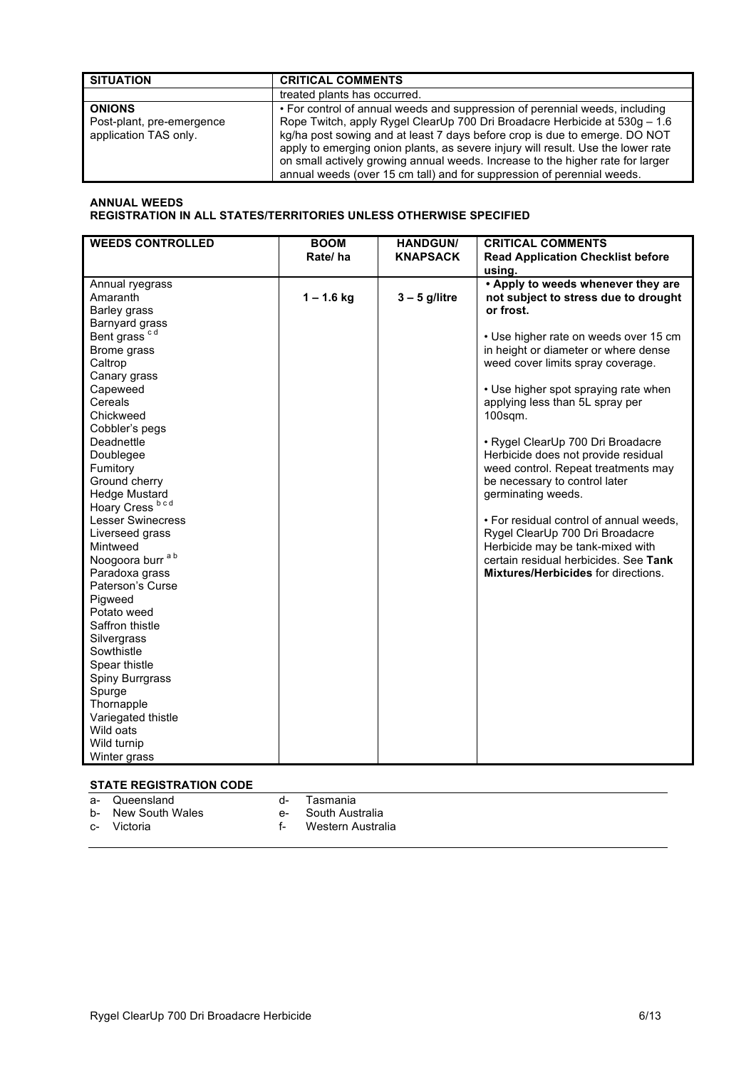| SITUATION | CRITICAL COMMENTS |
|---|---|
| | treated plants has occurred. |
| **ONIONS** Post-plant, pre-emergence application TAS only. | • For control of annual weeds and suppression of perennial weeds, including Rope Twitch, apply Rygel ClearUp 700 Dri Broadacre Herbicide at 530g – 1.6 kg/ha post sowing and at least 7 days before crop is due to emerge. DO NOT apply to emerging onion plants, as severe injury will result. Use the lower rate on small actively growing annual weeds. Increase to the higher rate for larger annual weeds (over 15 cm tall) and for suppression of perennial weeds. |

**ANNUAL WEEDS**
**REGISTRATION IN ALL STATES/TERRITORIES UNLESS OTHERWISE SPECIFIED**

| WEEDS CONTROLLED | BOOM Rate/ ha | HANDGUN/ KNAPSACK | CRITICAL COMMENTS **Read Application Checklist before using.** |
|---|---|---|---|
| Annual ryegrass<br>Amaranth<br>Barley grass<br>Barnyard grass<br>Bent grass [c d]<br>Brome grass<br>Caltrop<br>Canary grass<br>Capeweed<br>Cereals<br>Chickweed<br>Cobbler's pegs<br>Deadnettle<br>Doublegee<br>Fumitory<br>Ground cherry<br>Hedge Mustard<br>Hoary Cress [b c d]<br>Lesser Swinecress<br>Liverseed grass<br>Mintweed<br>Noogoora burr [a b]<br>Paradoxa grass<br>Paterson's Curse<br>Pigweed<br>Potato weed<br>Saffron thistle<br>Silvergrass<br>Sowthistle<br>Spear thistle<br>Spiny Burrgrass<br>Spurge<br>Thornapple<br>Variegated thistle<br>Wild oats<br>Wild turnip<br>Winter grass | **1 – 1.6 kg** | **3 – 5 g/litre** | **• Apply to weeds whenever they are not subject to stress due to drought or frost.**<br><br>• Use higher rate on weeds over 15 cm in height or diameter or where dense weed cover limits spray coverage.<br><br>• Use higher spot spraying rate when applying less than 5L spray per 100sqm.<br><br>• Rygel ClearUp 700 Dri Broadacre Herbicide does not provide residual weed control. Repeat treatments may be necessary to control later germinating weeds.<br><br>• For residual control of annual weeds, Rygel ClearUp 700 Dri Broadacre Herbicide may be tank-mixed with certain residual herbicides. See **Tank Mixtures/Herbicides** for directions. |

**STATE REGISTRATION CODE**

- a- Queensland
- b- New South Wales
- c- Victoria
- d- Tasmania
- e- South Australia
- f- Western Australia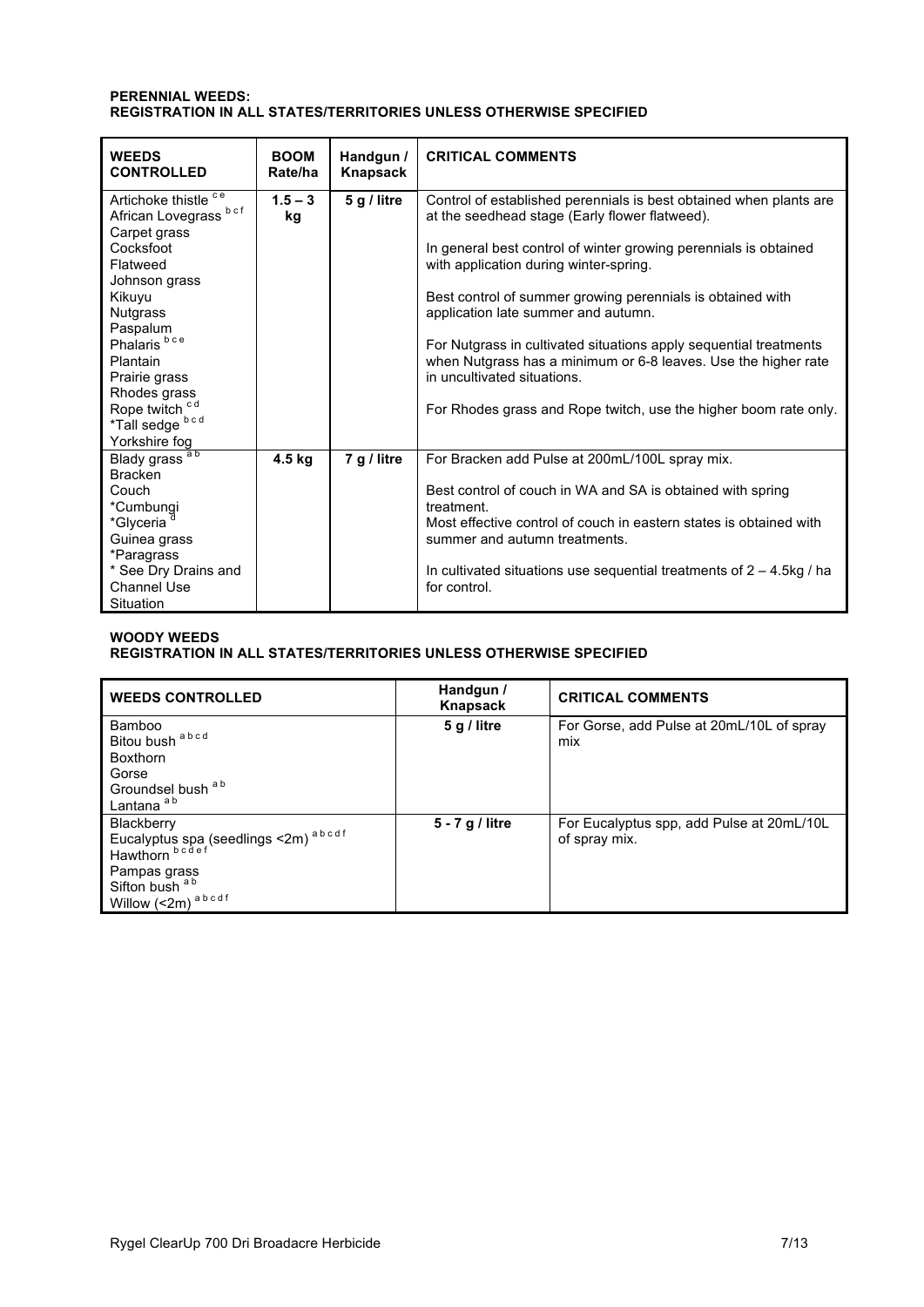**PERENNIAL WEEDS:**
**REGISTRATION IN ALL STATES/TERRITORIES UNLESS OTHERWISE SPECIFIED**

| WEEDS CONTROLLED | BOOM Rate/ha | Handgun / Knapsack | CRITICAL COMMENTS |
|---|---|---|---|
| Artichoke thistle [c e]<br>African Lovegrass [b c f]<br>Carpet grass<br>Cocksfoot<br>Flatweed<br>Johnson grass<br>Kikuyu<br>Nutgrass<br>Paspalum<br>Phalaris [b c e]<br>Plantain<br>Prairie grass<br>Rhodes grass<br>Rope twitch [c d]<br>*Tall sedge [b c d]<br>Yorkshire fog | **1.5 – 3 kg** | **5 g / litre** | Control of established perennials is best obtained when plants are at the seedhead stage (Early flower flatweed).<br><br>In general best control of winter growing perennials is obtained with application during winter-spring.<br><br>Best control of summer growing perennials is obtained with application late summer and autumn.<br><br>For Nutgrass in cultivated situations apply sequential treatments when Nutgrass has a minimum or 6-8 leaves. Use the higher rate in uncultivated situations.<br><br>For Rhodes grass and Rope twitch, use the higher boom rate only. |
| Blady grass [a b]<br>Bracken<br>Couch<br>*Cumbungi<br>*Glyceria [d]<br>Guinea grass<br>*Paragrass<br>* See Dry Drains and Channel Use Situation | **4.5 kg** | **7 g / litre** | For Bracken add Pulse at 200mL/100L spray mix.<br><br>Best control of couch in WA and SA is obtained with spring treatment.<br>Most effective control of couch in eastern states is obtained with summer and autumn treatments.<br><br>In cultivated situations use sequential treatments of 2 – 4.5kg / ha for control. |

**WOODY WEEDS**
**REGISTRATION IN ALL STATES/TERRITORIES UNLESS OTHERWISE SPECIFIED**

| WEEDS CONTROLLED | Handgun / Knapsack | CRITICAL COMMENTS |
|---|---|---|
| Bamboo<br>Bitou bush [a b c d]<br>Boxthorn<br>Gorse<br>Groundsel bush [a b]<br>Lantana [a b] | **5 g / litre** | For Gorse, add Pulse at 20mL/10L of spray mix |
| Blackberry<br>Eucalyptus spa (seedlings <2m) [a b c d f]<br>Hawthorn [b c d e f]<br>Pampas grass<br>Sifton bush [a b]<br>Willow (<2m) [a b c d f] | **5 - 7 g / litre** | For Eucalyptus spp, add Pulse at 20mL/10L of spray mix. |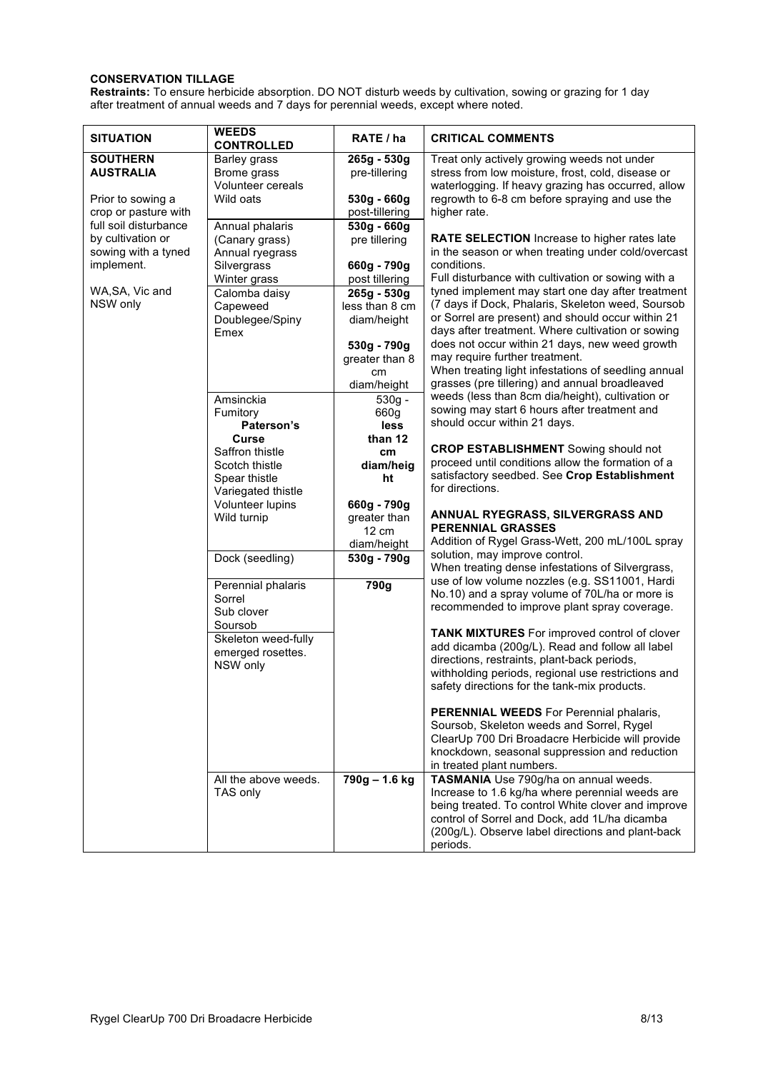**CONSERVATION TILLAGE**

**Restraints:** To ensure herbicide absorption. DO NOT disturb weeds by cultivation, sowing or grazing for 1 day after treatment of annual weeds and 7 days for perennial weeds, except where noted.

| SITUATION | WEEDS CONTROLLED | RATE / ha | CRITICAL COMMENTS |
|---|---|---|---|
| **SOUTHERN AUSTRALIA**<br><br>Prior to sowing a crop or pasture with full soil disturbance by cultivation or sowing with a tyned implement.<br><br>WA,SA, Vic and NSW only | Barley grass<br>Brome grass<br>Volunteer cereals<br>Wild oats | 265g - 530g pre-tillering<br><br>530g - 660g post-tillering | Treat only actively growing weeds not under stress from low moisture, frost, cold, disease or waterlogging. If heavy grazing has occurred, allow regrowth to 6-8 cm before spraying and use the higher rate.<br><br>**RATE SELECTION** Increase to higher rates late in the season or when treating under cold/overcast conditions.<br>Full disturbance with cultivation or sowing with a tyned implement may start one day after treatment (7 days if Dock, Phalaris, Skeleton weed, Soursob or Sorrel are present) and should occur within 21 days after treatment. Where cultivation or sowing does not occur within 21 days, new weed growth may require further treatment.<br>When treating light infestations of seedling annual grasses (pre tillering) and annual broadleaved weeds (less than 8cm dia/height), cultivation or sowing may start 6 hours after treatment and should occur within 21 days.<br><br>**CROP ESTABLISHMENT** Sowing should not proceed until conditions allow the formation of a satisfactory seedbed. See **Crop Establishment** for directions.<br><br>**ANNUAL RYEGRASS, SILVERGRASS AND PERENNIAL GRASSES**<br>Addition of Rygel Grass-Wett, 200 mL/100L spray solution, may improve control.<br>When treating dense infestations of Silvergrass, use of low volume nozzles (e.g. SS11001, Hardi No.10) and a spray volume of 70L/ha or more is recommended to improve plant spray coverage.<br><br>**TANK MIXTURES** For improved control of clover add dicamba (200g/L). Read and follow all label directions, restraints, plant-back periods, withholding periods, regional use restrictions and safety directions for the tank-mix products.<br><br>**PERENNIAL WEEDS** For Perennial phalaris, Soursob, Skeleton weeds and Sorrel, Rygel ClearUp 700 Dri Broadacre Herbicide will provide knockdown, seasonal suppression and reduction in treated plant numbers. |
| | Annual phalaris (Canary grass)<br>Annual ryegrass<br>Silvergrass<br>Winter grass | 530g - 660g pre tillering<br><br>660g - 790g post tillering | |
| | Calomba daisy<br>Capeweed<br>Doublegee/Spiny Emex | 265g - 530g less than 8 cm diam/height<br><br>530g - 790g greater than 8 cm diam/height | |
| | Amsinckia<br>Fumitory<br>**Paterson's Curse**<br>Saffron thistle<br>Scotch thistle<br>Spear thistle<br>Variegated thistle<br>Volunteer lupins<br>Wild turnip | 530g - 660g **less than 12 cm diam/height**<br><br>660g - 790g greater than 12 cm diam/height | |
| | Dock (seedling) | 530g - 790g | |
| | Perennial phalaris<br>Sorrel<br>Sub clover<br>Soursob<br>Skeleton weed-fully emerged rosettes. NSW only | 790g | |
| | All the above weeds. TAS only | 790g – 1.6 kg | **TASMANIA** Use 790g/ha on annual weeds. Increase to 1.6 kg/ha where perennial weeds are being treated. To control White clover and improve control of Sorrel and Dock, add 1L/ha dicamba (200g/L). Observe label directions and plant-back periods. |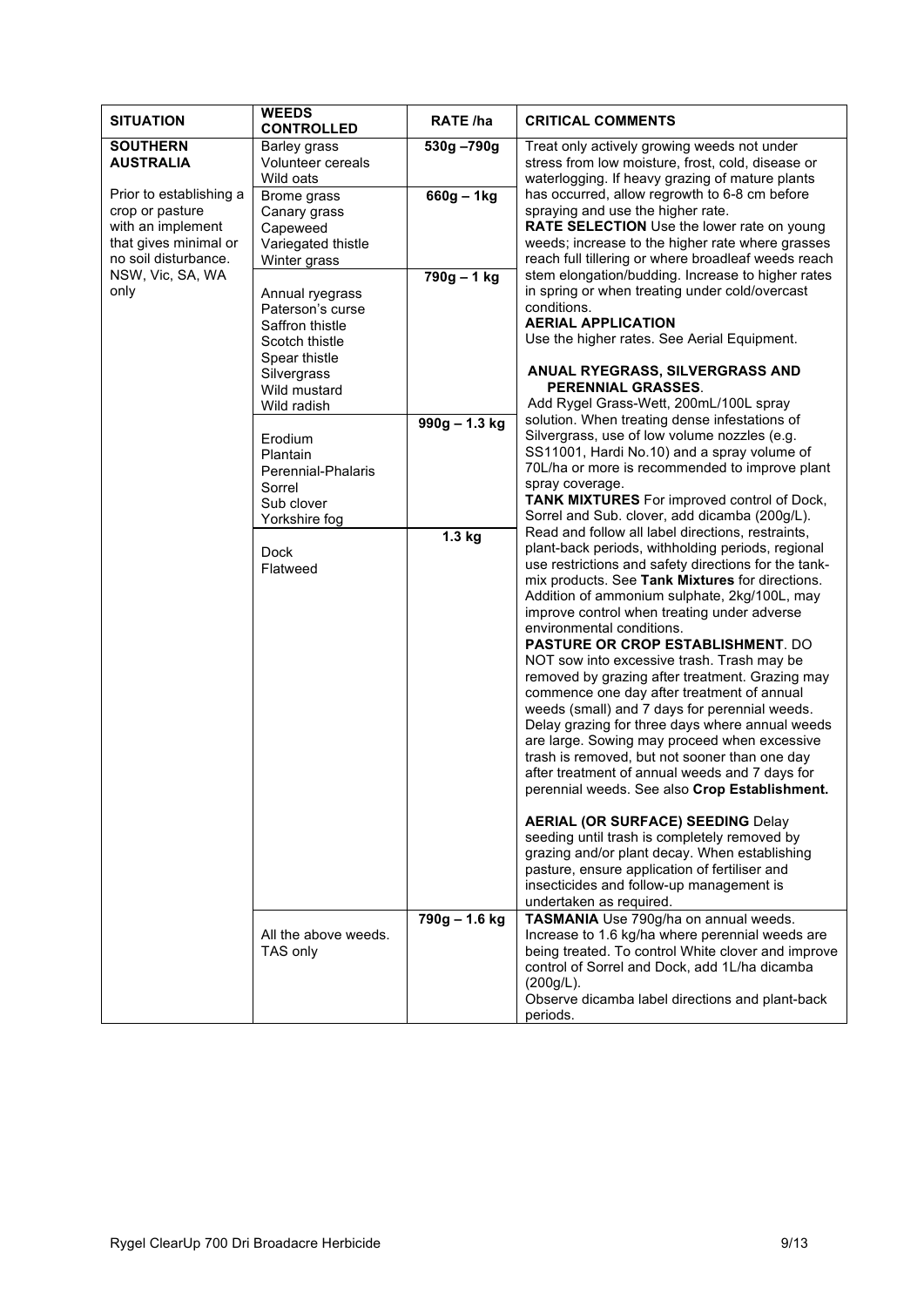| SITUATION | WEEDS CONTROLLED | RATE /ha | CRITICAL COMMENTS |
|---|---|---|---|
| **SOUTHERN AUSTRALIA**<br><br>Prior to establishing a crop or pasture with an implement that gives minimal or no soil disturbance.<br>NSW, Vic, SA, WA only | Barley grass<br>Volunteer cereals<br>Wild oats | 530g –790g | Treat only actively growing weeds not under stress from low moisture, frost, cold, disease or waterlogging. If heavy grazing of mature plants has occurred, allow regrowth to 6-8 cm before spraying and use the higher rate.<br>**RATE SELECTION** Use the lower rate on young weeds; increase to the higher rate where grasses reach full tillering or where broadleaf weeds reach stem elongation/budding. Increase to higher rates in spring or when treating under cold/overcast conditions.<br>**AERIAL APPLICATION**<br>Use the higher rates. See Aerial Equipment.<br><br>**ANUAL RYEGRASS, SILVERGRASS AND PERENNIAL GRASSES**.<br>Add Rygel Grass-Wett, 200mL/100L spray solution. When treating dense infestations of Silvergrass, use of low volume nozzles (e.g. SS11001, Hardi No.10) and a spray volume of 70L/ha or more is recommended to improve plant spray coverage.<br>**TANK MIXTURES** For improved control of Dock, Sorrel and Sub. clover, add dicamba (200g/L). Read and follow all label directions, restraints, plant-back periods, withholding periods, regional use restrictions and safety directions for the tank-mix products. See **Tank Mixtures** for directions.<br>Addition of ammonium sulphate, 2kg/100L, may improve control when treating under adverse environmental conditions.<br>**PASTURE OR CROP ESTABLISHMENT**. DO NOT sow into excessive trash. Trash may be removed by grazing after treatment. Grazing may commence one day after treatment of annual weeds (small) and 7 days for perennial weeds. Delay grazing for three days where annual weeds are large. Sowing may proceed when excessive trash is removed, but not sooner than one day after treatment of annual weeds and 7 days for perennial weeds. See also **Crop Establishment.**<br><br>**AERIAL (OR SURFACE) SEEDING** Delay seeding until trash is completely removed by grazing and/or plant decay. When establishing pasture, ensure application of fertiliser and insecticides and follow-up management is undertaken as required. |
| | Brome grass<br>Canary grass<br>Capeweed<br>Variegated thistle<br>Winter grass | 660g – 1kg | |
| | Annual ryegrass<br>Paterson's curse<br>Saffron thistle<br>Scotch thistle<br>Spear thistle<br>Silvergrass<br>Wild mustard<br>Wild radish | 790g – 1 kg | |
| | Erodium<br>Plantain<br>Perennial-Phalaris<br>Sorrel<br>Sub clover<br>Yorkshire fog | 990g – 1.3 kg | |
| | Dock<br>Flatweed | 1.3 kg | |
| | All the above weeds.<br>TAS only | 790g – 1.6 kg | **TASMANIA** Use 790g/ha on annual weeds. Increase to 1.6 kg/ha where perennial weeds are being treated. To control White clover and improve control of Sorrel and Dock, add 1L/ha dicamba (200g/L).<br>Observe dicamba label directions and plant-back periods. |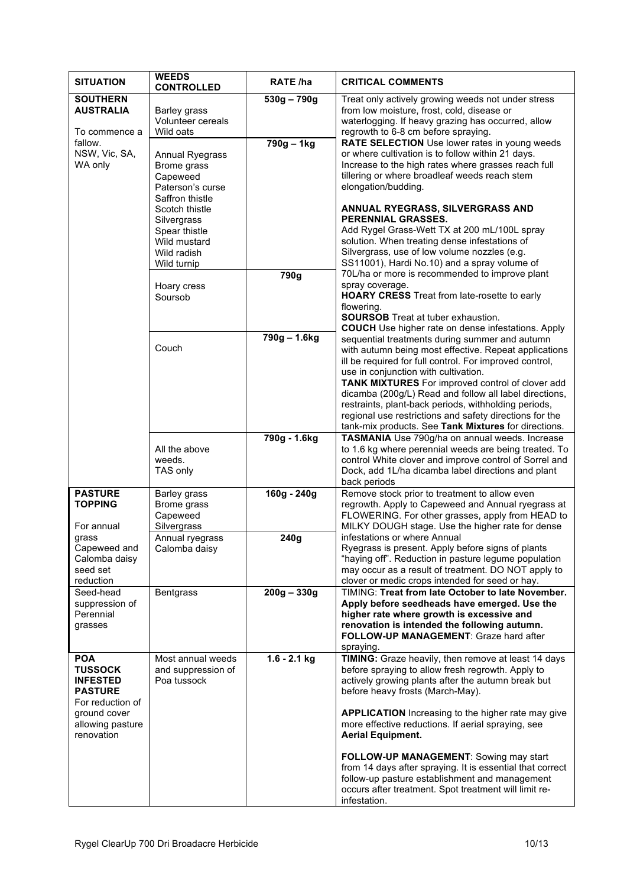| SITUATION | WEEDS CONTROLLED | RATE /ha | CRITICAL COMMENTS |
|---|---|---|---|
| **SOUTHERN AUSTRALIA**<br>To commence a fallow.<br>NSW, Vic, SA, WA only | Barley grass<br>Volunteer cereals<br>Wild oats | 530g – 790g | Treat only actively growing weeds not under stress from low moisture, frost, cold, disease or waterlogging. If heavy grazing has occurred, allow regrowth to 6-8 cm before spraying.<br>**RATE SELECTION** Use lower rates in young weeds or where cultivation is to follow within 21 days. Increase to the high rates where grasses reach full tillering or where broadleaf weeds reach stem elongation/budding.<br><br>**ANNUAL RYEGRASS, SILVERGRASS AND PERENNIAL GRASSES.**<br>Add Rygel Grass-Wett TX at 200 mL/100L spray solution. When treating dense infestations of Silvergrass, use of low volume nozzles (e.g. SS11001), Hardi No.10) and a spray volume of 70L/ha or more is recommended to improve plant spray coverage.<br>**HOARY CRESS** Treat from late-rosette to early flowering.<br>**SOURSOB** Treat at tuber exhaustion.<br>**COUCH** Use higher rate on dense infestations. Apply sequential treatments during summer and autumn with autumn being most effective. Repeat applications ill be required for full control. For improved control, use in conjunction with cultivation.<br>**TANK MIXTURES** For improved control of clover add dicamba (200g/L) Read and follow all label directions, restraints, plant-back periods, withholding periods, regional use restrictions and safety directions for the tank-mix products. See **Tank Mixtures** for directions. |
| | Annual Ryegrass<br>Brome grass<br>Capeweed<br>Paterson's curse<br>Saffron thistle<br>Scotch thistle<br>Silvergrass<br>Spear thistle<br>Wild mustard<br>Wild radish<br>Wild turnip | 790g – 1kg | |
| | Hoary cress<br>Soursob | 790g | |
| | Couch | 790g – 1.6kg | |
| | All the above weeds.<br>TAS only | 790g - 1.6kg | **TASMANIA** Use 790g/ha on annual weeds. Increase to 1.6 kg where perennial weeds are being treated. To control White clover and improve control of Sorrel and Dock, add 1L/ha dicamba label directions and plant back periods |
| **PASTURE TOPPING**<br>For annual grass Capeweed and Calomba daisy seed set reduction | Barley grass<br>Brome grass<br>Capeweed<br>Silvergrass | 160g - 240g | Remove stock prior to treatment to allow even regrowth. Apply to Capeweed and Annual ryegrass at FLOWERING. For other grasses, apply from HEAD to MILKY DOUGH stage. Use the higher rate for dense infestations or where Annual Ryegrass is present. Apply before signs of plants "haying off". Reduction in pasture legume population may occur as a result of treatment. DO NOT apply to clover or medic crops intended for seed or hay. |
| | Annual ryegrass<br>Calomba daisy | 240g | |
| Seed-head suppression of Perennial grasses | Bentgrass | 200g – 330g | TIMING: **Treat from late October to late November. Apply before seedheads have emerged. Use the higher rate where growth is excessive and renovation is intended the following autumn.**<br>**FOLLOW-UP MANAGEMENT**: Graze hard after spraying. |
| **POA TUSSOCK INFESTED PASTURE**<br>For reduction of ground cover allowing pasture renovation | Most annual weeds and suppression of Poa tussock | 1.6 - 2.1 kg | **TIMING:** Graze heavily, then remove at least 14 days before spraying to allow fresh regrowth. Apply to actively growing plants after the autumn break but before heavy frosts (March-May).<br><br>**APPLICATION** Increasing to the higher rate may give more effective reductions. If aerial spraying, see **Aerial Equipment.**<br><br>**FOLLOW-UP MANAGEMENT**: Sowing may start from 14 days after spraying. It is essential that correct follow-up pasture establishment and management occurs after treatment. Spot treatment will limit re-infestation. |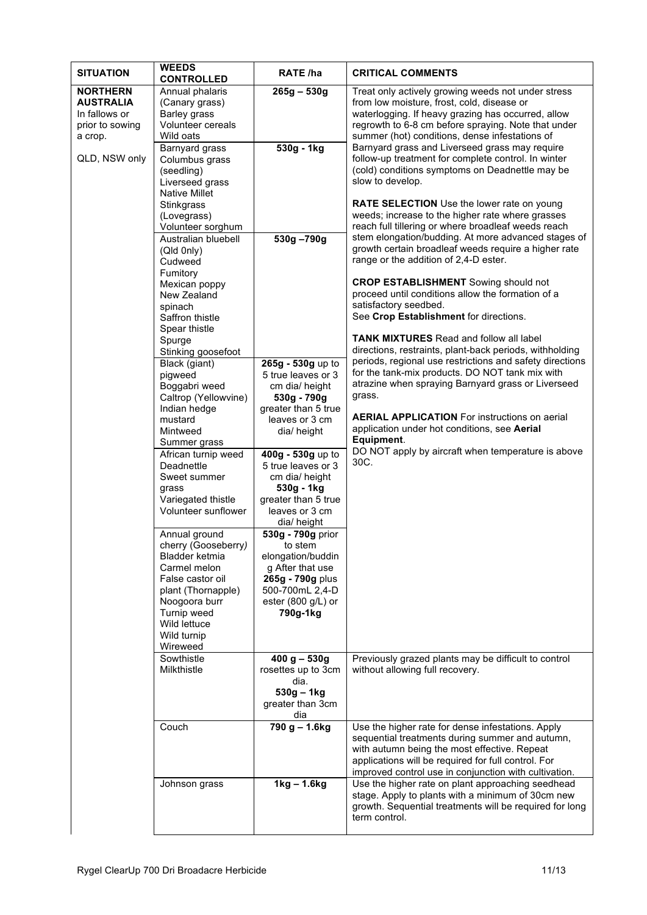| SITUATION | WEEDS CONTROLLED | RATE /ha | CRITICAL COMMENTS |
|---|---|---|---|
| **NORTHERN AUSTRALIA** In fallows or prior to sowing a crop.<br><br>QLD, NSW only | Annual phalaris (Canary grass)<br>Barley grass<br>Volunteer cereals<br>Wild oats | **265g – 530g** | Treat only actively growing weeds not under stress from low moisture, frost, cold, disease or waterlogging. If heavy grazing has occurred, allow regrowth to 6-8 cm before spraying. Note that under summer (hot) conditions, dense infestations of Barnyard grass and Liverseed grass may require follow-up treatment for complete control. In winter (cold) conditions symptoms on Deadnettle may be slow to develop.<br><br>**RATE SELECTION** Use the lower rate on young weeds; increase to the higher rate where grasses reach full tillering or where broadleaf weeds reach stem elongation/budding. At more advanced stages of growth certain broadleaf weeds require a higher rate range or the addition of 2,4-D ester.<br><br>**CROP ESTABLISHMENT** Sowing should not proceed until conditions allow the formation of a satisfactory seedbed.<br>See **Crop Establishment** for directions.<br><br>**TANK MIXTURES** Read and follow all label directions, restraints, plant-back periods, withholding periods, regional use restrictions and safety directions for the tank-mix products. DO NOT tank mix with atrazine when spraying Barnyard grass or Liverseed grass.<br><br>**AERIAL APPLICATION** For instructions on aerial application under hot conditions, see **Aerial Equipment**.<br>DO NOT apply by aircraft when temperature is above 30C. |
| | Barnyard grass<br>Columbus grass (seedling)<br>Liverseed grass<br>Native Millet<br>Stinkgrass (Lovegrass)<br>Volunteer sorghum | **530g - 1kg** | |
| | Australian bluebell (Qld 0nly)<br>Cudweed<br>Fumitory<br>Mexican poppy<br>New Zealand spinach<br>Saffron thistle<br>Spear thistle<br>Spurge<br>Stinking goosefoot | **530g –790g** | |
| | Black (giant) pigweed<br>Boggabri weed<br>Caltrop (Yellowvine)<br>Indian hedge mustard<br>Mintweed<br>Summer grass | **265g - 530g** up to 5 true leaves or 3 cm dia/ height<br>**530g - 790g** greater than 5 true leaves or 3 cm dia/ height | |
| | African turnip weed<br>Deadnettle<br>Sweet summer grass<br>Variegated thistle<br>Volunteer sunflower | **400g - 530g** up to 5 true leaves or 3 cm dia/ height<br>**530g - 1kg** greater than 5 true leaves or 3 cm dia/ height | |
| | Annual ground cherry (Gooseberry)<br>Bladder ketmia<br>Carmel melon<br>False castor oil plant (Thornapple)<br>Noogoora burr<br>Turnip weed<br>Wild lettuce<br>Wild turnip<br>Wireweed | **530g - 790g** prior to stem elongation/budding After that use **265g - 790g** plus 500-700mL 2,4-D ester (800 g/L) or **790g-1kg** | |
| | Sowthistle<br>Milkthistle | **400 g – 530g** rosettes up to 3cm dia.<br>**530g – 1kg** greater than 3cm dia | Previously grazed plants may be difficult to control without allowing full recovery. |
| | Couch | **790 g – 1.6kg** | Use the higher rate for dense infestations. Apply sequential treatments during summer and autumn, with autumn being the most effective. Repeat applications will be required for full control. For improved control use in conjunction with cultivation. |
| | Johnson grass | **1kg – 1.6kg** | Use the higher rate on plant approaching seedhead stage. Apply to plants with a minimum of 30cm new growth. Sequential treatments will be required for long term control. |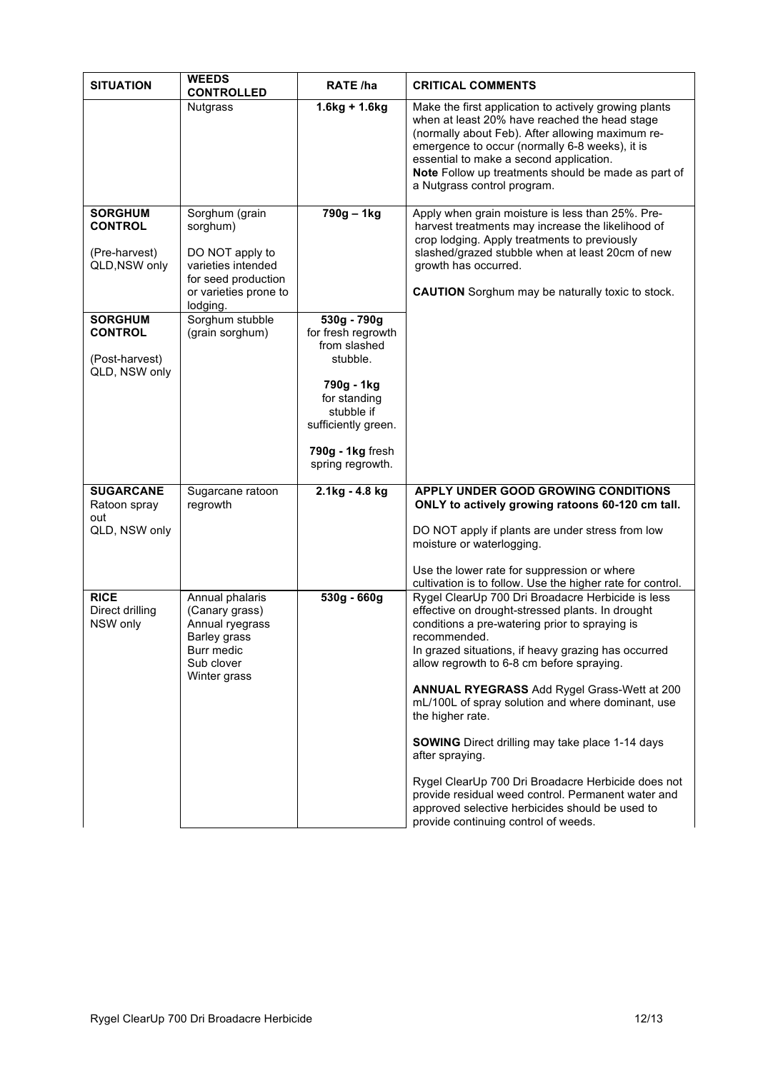| SITUATION | WEEDS CONTROLLED | RATE /ha | CRITICAL COMMENTS |
|---|---|---|---|
| | Nutgrass | **1.6kg + 1.6kg** | Make the first application to actively growing plants when at least 20% have reached the head stage (normally about Feb). After allowing maximum re-emergence to occur (normally 6-8 weeks), it is essential to make a second application.<br>**Note** Follow up treatments should be made as part of a Nutgrass control program. |
| **SORGHUM CONTROL**<br><br>(Pre-harvest)<br>QLD,NSW only | Sorghum (grain sorghum)<br><br>DO NOT apply to varieties intended for seed production or varieties prone to lodging. | **790g – 1kg** | Apply when grain moisture is less than 25%. Pre-harvest treatments may increase the likelihood of crop lodging. Apply treatments to previously slashed/grazed stubble when at least 20cm of new growth has occurred.<br><br>**CAUTION** Sorghum may be naturally toxic to stock. |
| **SORGHUM CONTROL**<br><br>(Post-harvest)<br>QLD, NSW only | Sorghum stubble (grain sorghum) | **530g - 790g** for fresh regrowth from slashed stubble.<br><br>**790g - 1kg** for standing stubble if sufficiently green.<br><br>**790g - 1kg** fresh spring regrowth. | |
| **SUGARCANE**<br>Ratoon spray out<br>QLD, NSW only | Sugarcane ratoon regrowth | **2.1kg - 4.8 kg** | **APPLY UNDER GOOD GROWING CONDITIONS ONLY to actively growing ratoons 60-120 cm tall.**<br><br>DO NOT apply if plants are under stress from low moisture or waterlogging.<br><br>Use the lower rate for suppression or where cultivation is to follow. Use the higher rate for control. |
| **RICE**<br>Direct drilling<br>NSW only | Annual phalaris (Canary grass)<br>Annual ryegrass<br>Barley grass<br>Burr medic<br>Sub clover<br>Winter grass | **530g - 660g** | Rygel ClearUp 700 Dri Broadacre Herbicide is less effective on drought-stressed plants. In drought conditions a pre-watering prior to spraying is recommended.<br>In grazed situations, if heavy grazing has occurred allow regrowth to 6-8 cm before spraying.<br><br>**ANNUAL RYEGRASS** Add Rygel Grass-Wett at 200 mL/100L of spray solution and where dominant, use the higher rate.<br><br>**SOWING** Direct drilling may take place 1-14 days after spraying.<br><br>Rygel ClearUp 700 Dri Broadacre Herbicide does not provide residual weed control. Permanent water and approved selective herbicides should be used to provide continuing control of weeds. |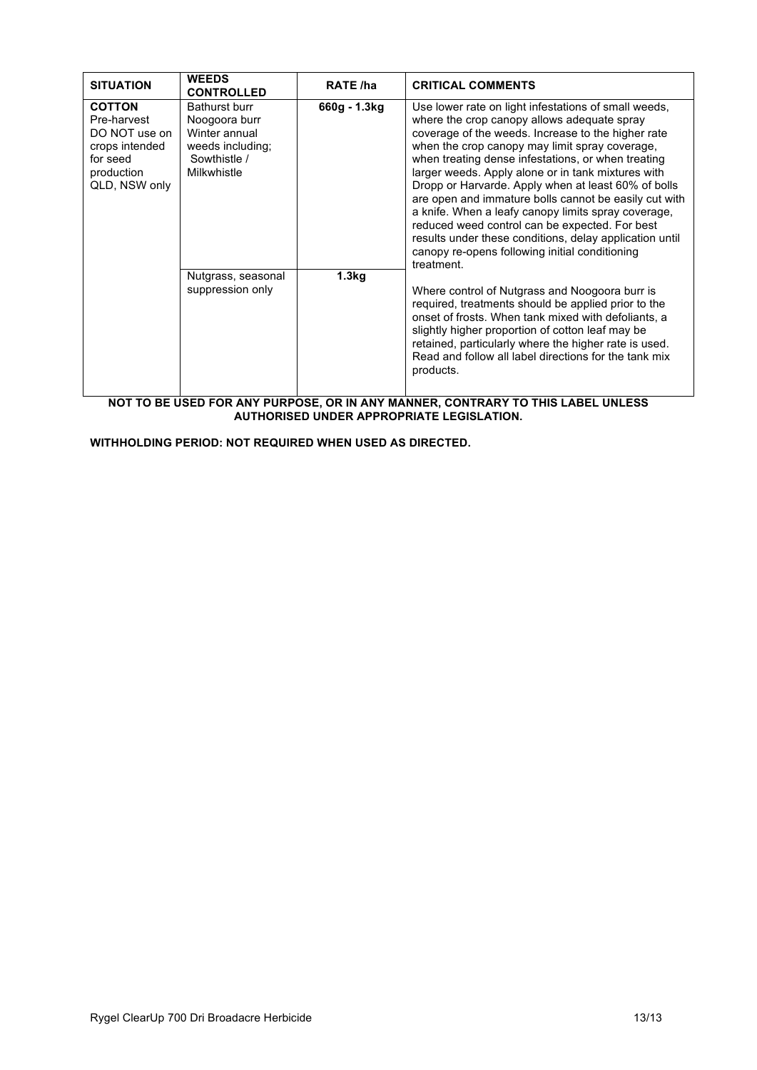| SITUATION | WEEDS CONTROLLED | RATE /ha | CRITICAL COMMENTS |
|---|---|---|---|
| **COTTON** Pre-harvest DO NOT use on crops intended for seed production QLD, NSW only | Bathurst burr Noogoora burr Winter annual weeds including; Sowthistle / Milkwhistle | **660g - 1.3kg** | Use lower rate on light infestations of small weeds, where the crop canopy allows adequate spray coverage of the weeds. Increase to the higher rate when the crop canopy may limit spray coverage, when treating dense infestations, or when treating larger weeds. Apply alone or in tank mixtures with Dropp or Harvarde. Apply when at least 60% of bolls are open and immature bolls cannot be easily cut with a knife. When a leafy canopy limits spray coverage, reduced weed control can be expected. For best results under these conditions, delay application until canopy re-opens following initial conditioning treatment. |
| | Nutgrass, seasonal suppression only | **1.3kg** | Where control of Nutgrass and Noogoora burr is required, treatments should be applied prior to the onset of frosts. When tank mixed with defoliants, a slightly higher proportion of cotton leaf may be retained, particularly where the higher rate is used. Read and follow all label directions for the tank mix products. |

**NOT TO BE USED FOR ANY PURPOSE, OR IN ANY MANNER, CONTRARY TO THIS LABEL UNLESS AUTHORISED UNDER APPROPRIATE LEGISLATION.**

**WITHHOLDING PERIOD: NOT REQUIRED WHEN USED AS DIRECTED.**